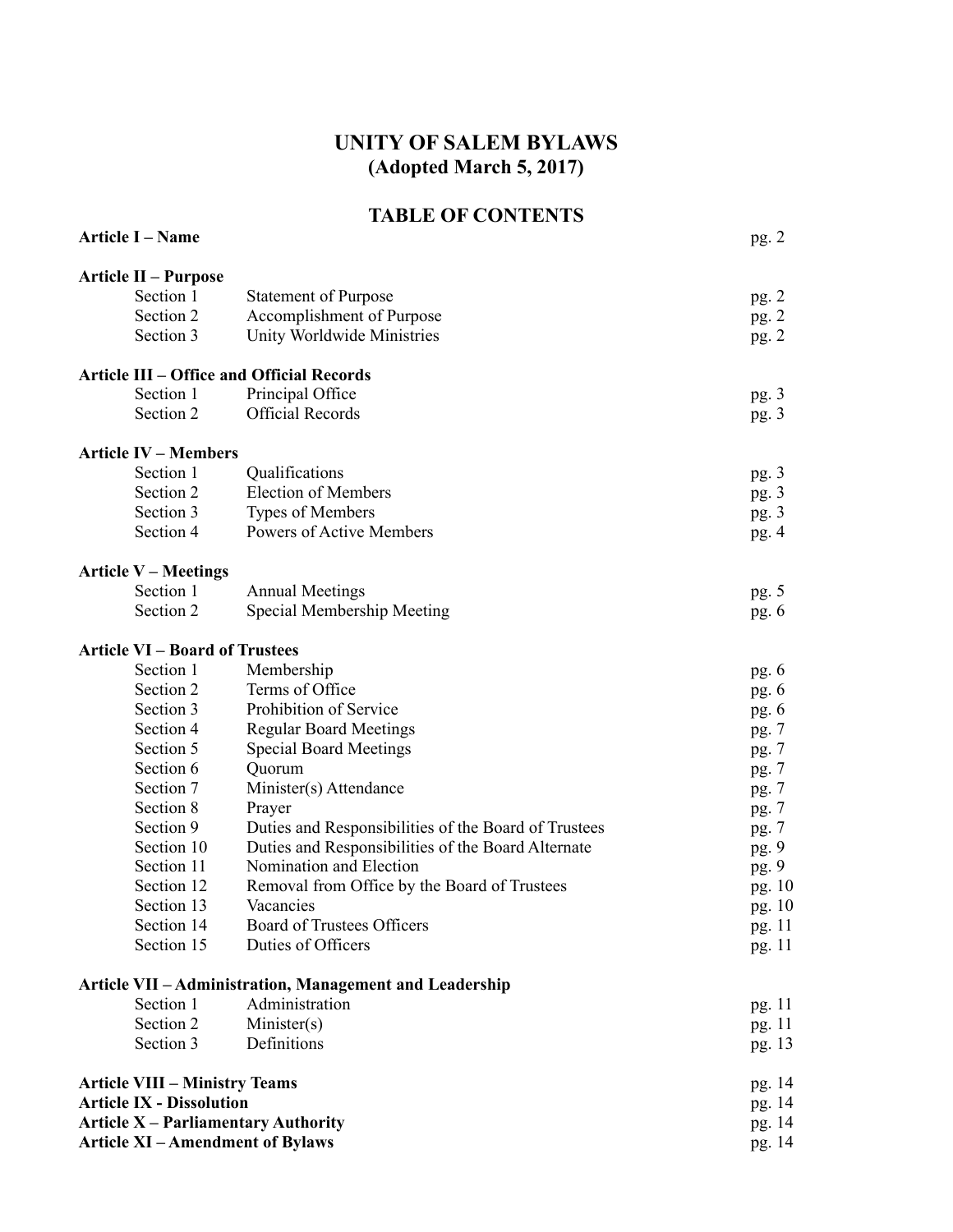# UNITY OF SALEM BYLAWS
## (Adopted March 5, 2017)

## TABLE OF CONTENTS

| | | |
|---|---|---|
| **Article I – Name** | | pg. 2 |
| **Article II – Purpose** | | |
| Section 1 | Statement of Purpose | pg. 2 |
| Section 2 | Accomplishment of Purpose | pg. 2 |
| Section 3 | Unity Worldwide Ministries | pg. 2 |
| **Article III – Office and Official Records** | | |
| Section 1 | Principal Office | pg. 3 |
| Section 2 | Official Records | pg. 3 |
| **Article IV – Members** | | |
| Section 1 | Qualifications | pg. 3 |
| Section 2 | Election of Members | pg. 3 |
| Section 3 | Types of Members | pg. 3 |
| Section 4 | Powers of Active Members | pg. 4 |
| **Article V – Meetings** | | |
| Section 1 | Annual Meetings | pg. 5 |
| Section 2 | Special Membership Meeting | pg. 6 |
| **Article VI – Board of Trustees** | | |
| Section 1 | Membership | pg. 6 |
| Section 2 | Terms of Office | pg. 6 |
| Section 3 | Prohibition of Service | pg. 6 |
| Section 4 | Regular Board Meetings | pg. 7 |
| Section 5 | Special Board Meetings | pg. 7 |
| Section 6 | Quorum | pg. 7 |
| Section 7 | Minister(s) Attendance | pg. 7 |
| Section 8 | Prayer | pg. 7 |
| Section 9 | Duties and Responsibilities of the Board of Trustees | pg. 7 |
| Section 10 | Duties and Responsibilities of the Board Alternate | pg. 9 |
| Section 11 | Nomination and Election | pg. 9 |
| Section 12 | Removal from Office by the Board of Trustees | pg. 10 |
| Section 13 | Vacancies | pg. 10 |
| Section 14 | Board of Trustees Officers | pg. 11 |
| Section 15 | Duties of Officers | pg. 11 |
| **Article VII – Administration, Management and Leadership** | | |
| Section 1 | Administration | pg. 11 |
| Section 2 | Minister(s) | pg. 11 |
| Section 3 | Definitions | pg. 13 |
| **Article VIII – Ministry Teams** | | pg. 14 |
| **Article IX - Dissolution** | | pg. 14 |
| **Article X – Parliamentary Authority** | | pg. 14 |
| **Article XI – Amendment of Bylaws** | | pg. 14 |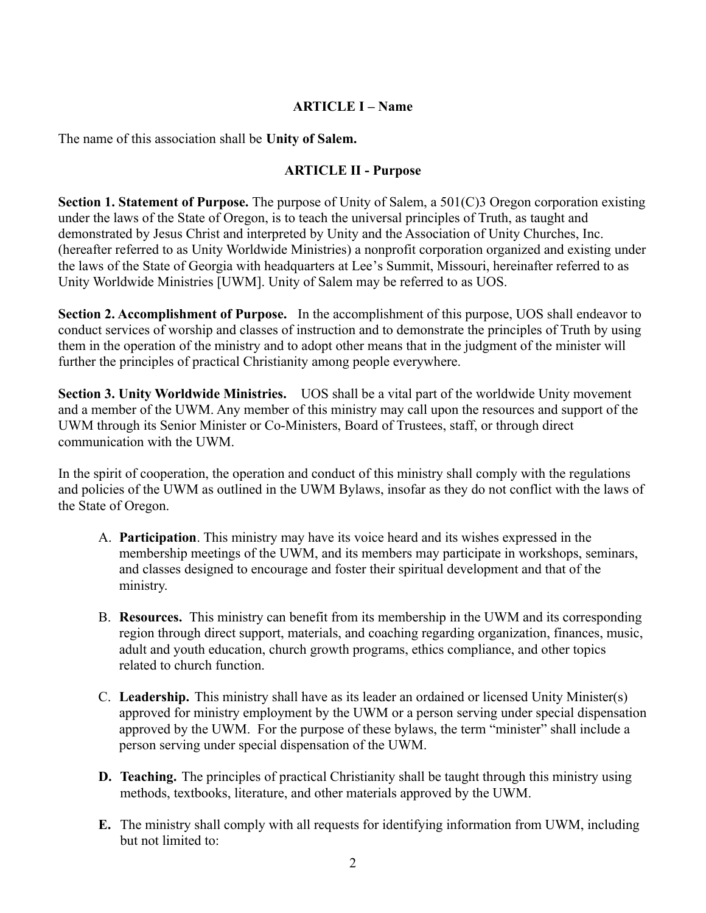## ARTICLE I – Name

The name of this association shall be **Unity of Salem.**

## ARTICLE II - Purpose

**Section 1. Statement of Purpose.** The purpose of Unity of Salem, a 501(C)3 Oregon corporation existing under the laws of the State of Oregon, is to teach the universal principles of Truth, as taught and demonstrated by Jesus Christ and interpreted by Unity and the Association of Unity Churches, Inc. (hereafter referred to as Unity Worldwide Ministries) a nonprofit corporation organized and existing under the laws of the State of Georgia with headquarters at Lee's Summit, Missouri, hereinafter referred to as Unity Worldwide Ministries [UWM]. Unity of Salem may be referred to as UOS.

**Section 2. Accomplishment of Purpose.** In the accomplishment of this purpose, UOS shall endeavor to conduct services of worship and classes of instruction and to demonstrate the principles of Truth by using them in the operation of the ministry and to adopt other means that in the judgment of the minister will further the principles of practical Christianity among people everywhere.

**Section 3. Unity Worldwide Ministries.** UOS shall be a vital part of the worldwide Unity movement and a member of the UWM. Any member of this ministry may call upon the resources and support of the UWM through its Senior Minister or Co-Ministers, Board of Trustees, staff, or through direct communication with the UWM.

In the spirit of cooperation, the operation and conduct of this ministry shall comply with the regulations and policies of the UWM as outlined in the UWM Bylaws, insofar as they do not conflict with the laws of the State of Oregon.

A. **Participation**. This ministry may have its voice heard and its wishes expressed in the membership meetings of the UWM, and its members may participate in workshops, seminars, and classes designed to encourage and foster their spiritual development and that of the ministry.

B. **Resources.** This ministry can benefit from its membership in the UWM and its corresponding region through direct support, materials, and coaching regarding organization, finances, music, adult and youth education, church growth programs, ethics compliance, and other topics related to church function.

C. **Leadership.** This ministry shall have as its leader an ordained or licensed Unity Minister(s) approved for ministry employment by the UWM or a person serving under special dispensation approved by the UWM. For the purpose of these bylaws, the term "minister" shall include a person serving under special dispensation of the UWM.

D. **Teaching.** The principles of practical Christianity shall be taught through this ministry using methods, textbooks, literature, and other materials approved by the UWM.

E. The ministry shall comply with all requests for identifying information from UWM, including but not limited to: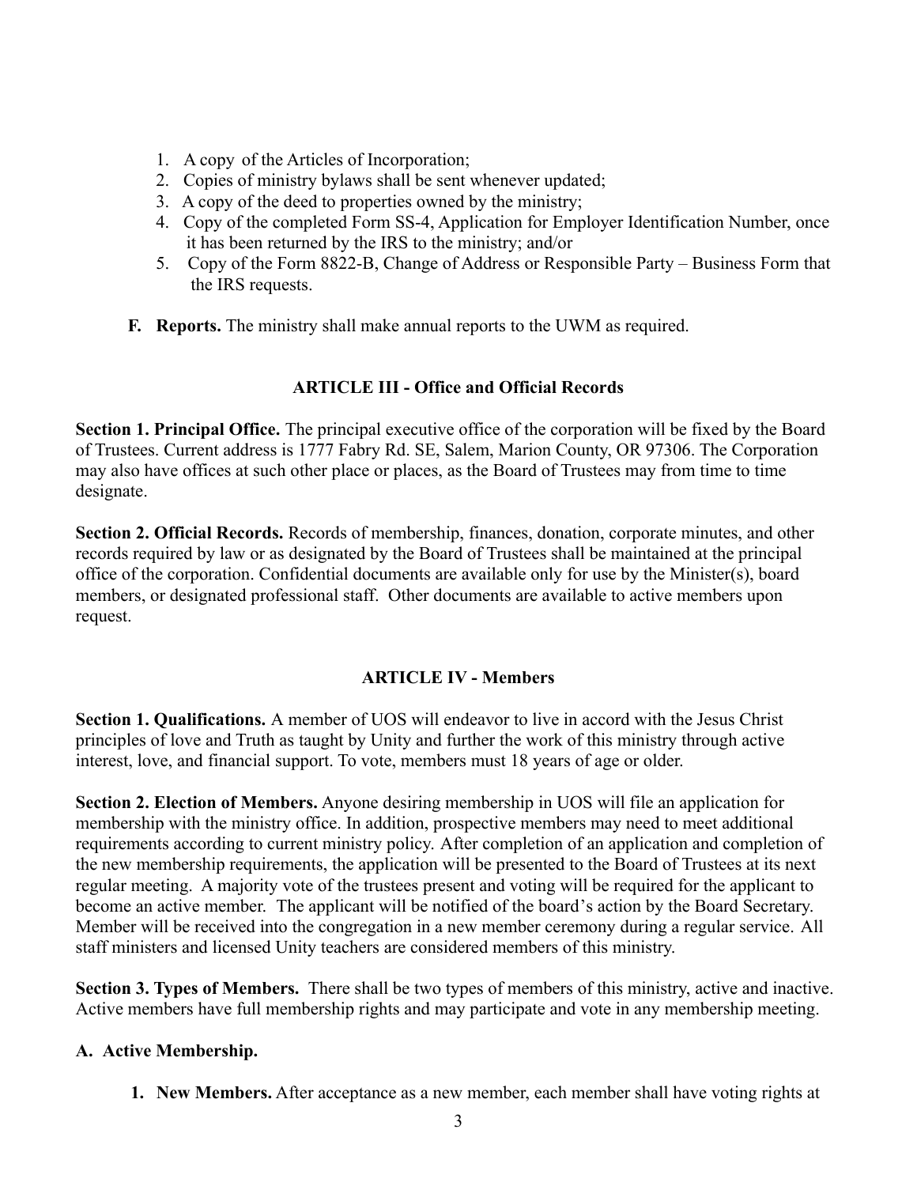1. A copy of the Articles of Incorporation;
2. Copies of ministry bylaws shall be sent whenever updated;
3. A copy of the deed to properties owned by the ministry;
4. Copy of the completed Form SS-4, Application for Employer Identification Number, once it has been returned by the IRS to the ministry; and/or
5. Copy of the Form 8822-B, Change of Address or Responsible Party – Business Form that the IRS requests.

**F. Reports.** The ministry shall make annual reports to the UWM as required.

## ARTICLE III - Office and Official Records

**Section 1. Principal Office.** The principal executive office of the corporation will be fixed by the Board of Trustees. Current address is 1777 Fabry Rd. SE, Salem, Marion County, OR 97306. The Corporation may also have offices at such other place or places, as the Board of Trustees may from time to time designate.

**Section 2. Official Records.** Records of membership, finances, donation, corporate minutes, and other records required by law or as designated by the Board of Trustees shall be maintained at the principal office of the corporation. Confidential documents are available only for use by the Minister(s), board members, or designated professional staff. Other documents are available to active members upon request.

## ARTICLE IV - Members

**Section 1. Qualifications.** A member of UOS will endeavor to live in accord with the Jesus Christ principles of love and Truth as taught by Unity and further the work of this ministry through active interest, love, and financial support. To vote, members must 18 years of age or older.

**Section 2. Election of Members.** Anyone desiring membership in UOS will file an application for membership with the ministry office. In addition, prospective members may need to meet additional requirements according to current ministry policy. After completion of an application and completion of the new membership requirements, the application will be presented to the Board of Trustees at its next regular meeting. A majority vote of the trustees present and voting will be required for the applicant to become an active member. The applicant will be notified of the board's action by the Board Secretary. Member will be received into the congregation in a new member ceremony during a regular service. All staff ministers and licensed Unity teachers are considered members of this ministry.

**Section 3. Types of Members.** There shall be two types of members of this ministry, active and inactive. Active members have full membership rights and may participate and vote in any membership meeting.

**A. Active Membership.**

1. **New Members.** After acceptance as a new member, each member shall have voting rights at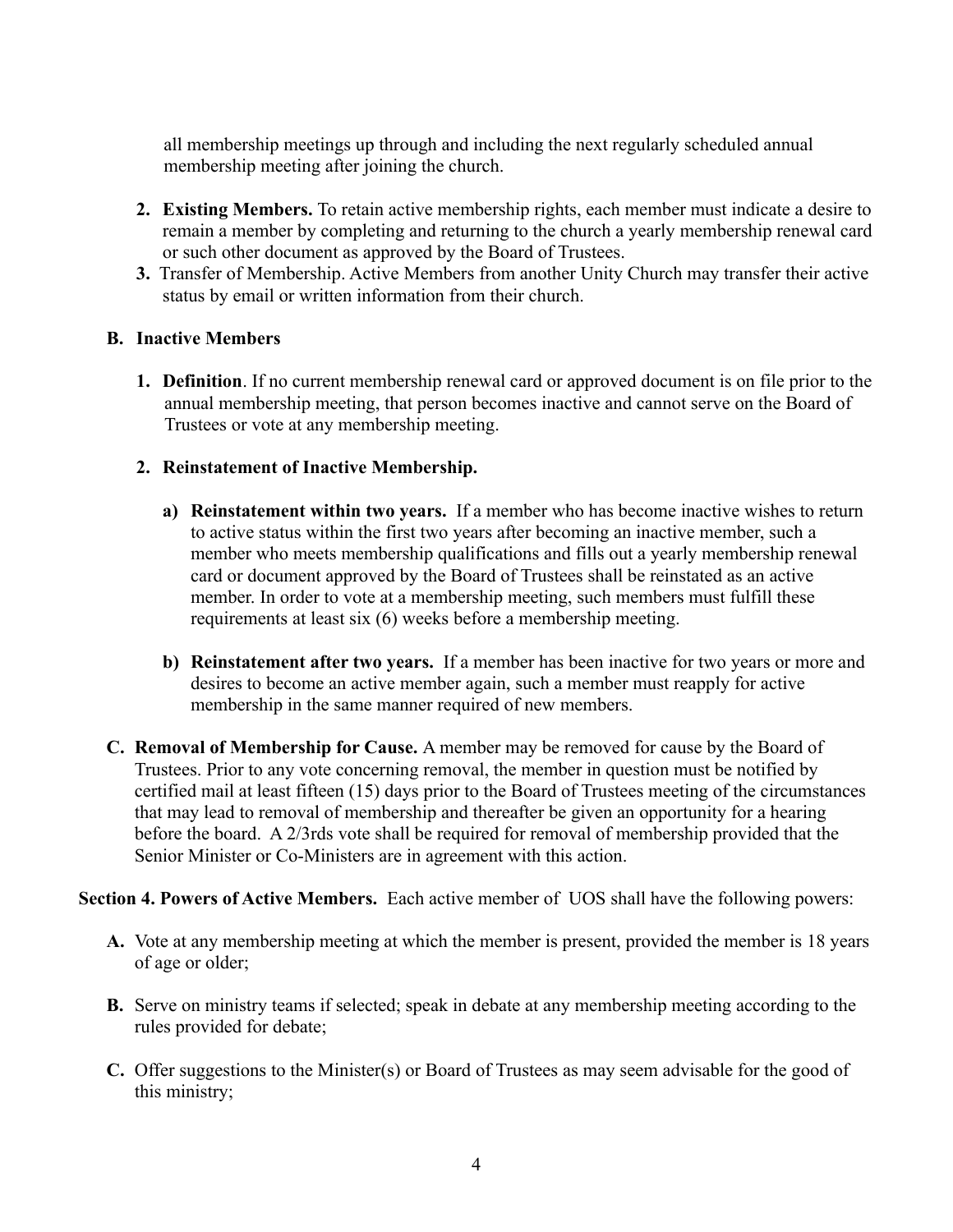all membership meetings up through and including the next regularly scheduled annual membership meeting after joining the church.

2. **Existing Members.** To retain active membership rights, each member must indicate a desire to remain a member by completing and returning to the church a yearly membership renewal card or such other document as approved by the Board of Trustees.
3. Transfer of Membership. Active Members from another Unity Church may transfer their active status by email or written information from their church.

**B. Inactive Members**

1. **Definition**. If no current membership renewal card or approved document is on file prior to the annual membership meeting, that person becomes inactive and cannot serve on the Board of Trustees or vote at any membership meeting.

2. **Reinstatement of Inactive Membership.**

   a) **Reinstatement within two years.** If a member who has become inactive wishes to return to active status within the first two years after becoming an inactive member, such a member who meets membership qualifications and fills out a yearly membership renewal card or document approved by the Board of Trustees shall be reinstated as an active member. In order to vote at a membership meeting, such members must fulfill these requirements at least six (6) weeks before a membership meeting.

   b) **Reinstatement after two years.** If a member has been inactive for two years or more and desires to become an active member again, such a member must reapply for active membership in the same manner required of new members.

**C. Removal of Membership for Cause.** A member may be removed for cause by the Board of Trustees. Prior to any vote concerning removal, the member in question must be notified by certified mail at least fifteen (15) days prior to the Board of Trustees meeting of the circumstances that may lead to removal of membership and thereafter be given an opportunity for a hearing before the board. A 2/3rds vote shall be required for removal of membership provided that the Senior Minister or Co-Ministers are in agreement with this action.

**Section 4. Powers of Active Members.** Each active member of UOS shall have the following powers:

**A.** Vote at any membership meeting at which the member is present, provided the member is 18 years of age or older;

**B.** Serve on ministry teams if selected; speak in debate at any membership meeting according to the rules provided for debate;

**C.** Offer suggestions to the Minister(s) or Board of Trustees as may seem advisable for the good of this ministry;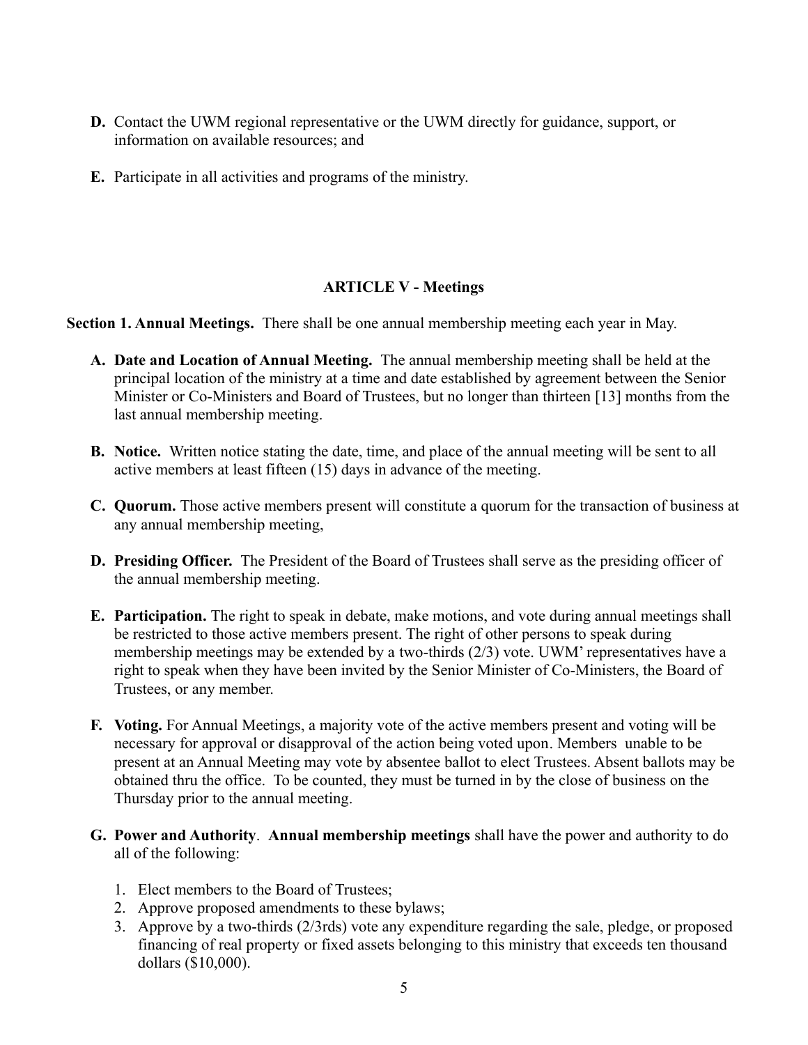**D.** Contact the UWM regional representative or the UWM directly for guidance, support, or information on available resources; and

**E.** Participate in all activities and programs of the ministry.

## ARTICLE V - Meetings

**Section 1. Annual Meetings.** There shall be one annual membership meeting each year in May.

**A. Date and Location of Annual Meeting.** The annual membership meeting shall be held at the principal location of the ministry at a time and date established by agreement between the Senior Minister or Co-Ministers and Board of Trustees, but no longer than thirteen [13] months from the last annual membership meeting.

**B. Notice.** Written notice stating the date, time, and place of the annual meeting will be sent to all active members at least fifteen (15) days in advance of the meeting.

**C. Quorum.** Those active members present will constitute a quorum for the transaction of business at any annual membership meeting,

**D. Presiding Officer.** The President of the Board of Trustees shall serve as the presiding officer of the annual membership meeting.

**E. Participation.** The right to speak in debate, make motions, and vote during annual meetings shall be restricted to those active members present. The right of other persons to speak during membership meetings may be extended by a two-thirds (2/3) vote. UWM' representatives have a right to speak when they have been invited by the Senior Minister of Co-Ministers, the Board of Trustees, or any member.

**F. Voting.** For Annual Meetings, a majority vote of the active members present and voting will be necessary for approval or disapproval of the action being voted upon. Members unable to be present at an Annual Meeting may vote by absentee ballot to elect Trustees. Absent ballots may be obtained thru the office. To be counted, they must be turned in by the close of business on the Thursday prior to the annual meeting.

**G. Power and Authority**. **Annual membership meetings** shall have the power and authority to do all of the following:

1. Elect members to the Board of Trustees;
2. Approve proposed amendments to these bylaws;
3. Approve by a two-thirds (2/3rds) vote any expenditure regarding the sale, pledge, or proposed financing of real property or fixed assets belonging to this ministry that exceeds ten thousand dollars ($10,000).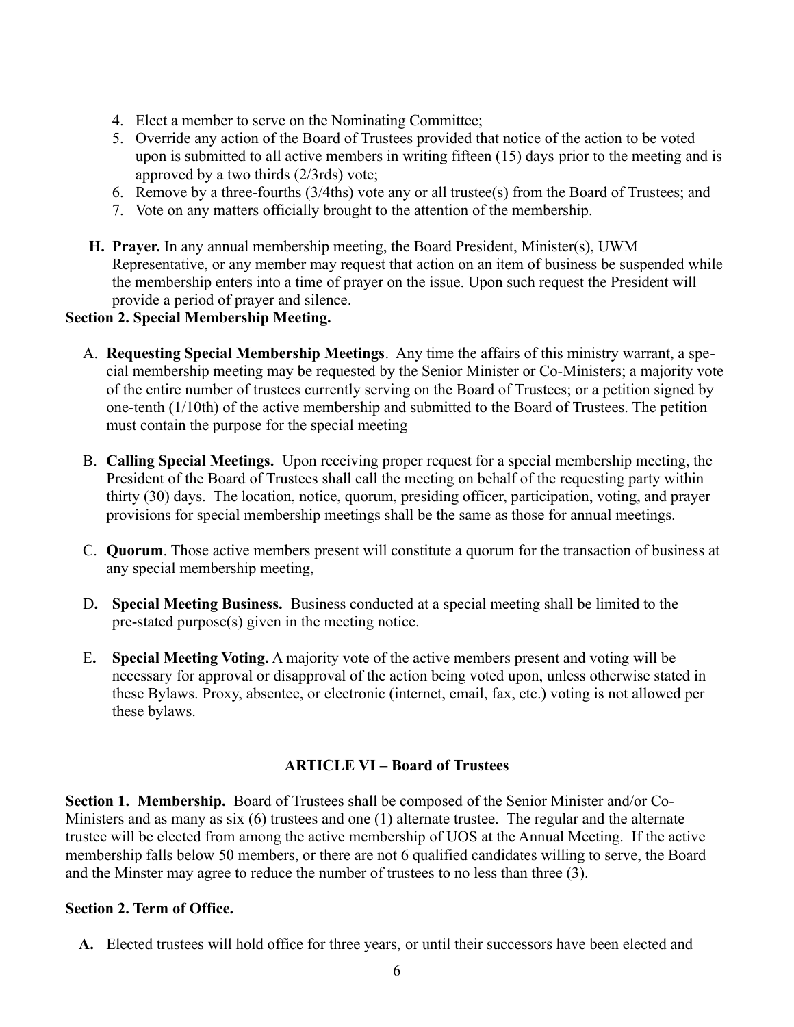4. Elect a member to serve on the Nominating Committee;
5. Override any action of the Board of Trustees provided that notice of the action to be voted upon is submitted to all active members in writing fifteen (15) days prior to the meeting and is approved by a two thirds (2/3rds) vote;
6. Remove by a three-fourths (3/4ths) vote any or all trustee(s) from the Board of Trustees; and
7. Vote on any matters officially brought to the attention of the membership.

**H. Prayer.** In any annual membership meeting, the Board President, Minister(s), UWM Representative, or any member may request that action on an item of business be suspended while the membership enters into a time of prayer on the issue. Upon such request the President will provide a period of prayer and silence.

**Section 2. Special Membership Meeting.**

A. **Requesting Special Membership Meetings**. Any time the affairs of this ministry warrant, a special membership meeting may be requested by the Senior Minister or Co-Ministers; a majority vote of the entire number of trustees currently serving on the Board of Trustees; or a petition signed by one-tenth (1/10th) of the active membership and submitted to the Board of Trustees. The petition must contain the purpose for the special meeting

B. **Calling Special Meetings.** Upon receiving proper request for a special membership meeting, the President of the Board of Trustees shall call the meeting on behalf of the requesting party within thirty (30) days. The location, notice, quorum, presiding officer, participation, voting, and prayer provisions for special membership meetings shall be the same as those for annual meetings.

C. **Quorum**. Those active members present will constitute a quorum for the transaction of business at any special membership meeting,

D**. Special Meeting Business.** Business conducted at a special meeting shall be limited to the pre-stated purpose(s) given in the meeting notice.

E**. Special Meeting Voting.** A majority vote of the active members present and voting will be necessary for approval or disapproval of the action being voted upon, unless otherwise stated in these Bylaws. Proxy, absentee, or electronic (internet, email, fax, etc.) voting is not allowed per these bylaws.

## ARTICLE VI – Board of Trustees

**Section 1. Membership.** Board of Trustees shall be composed of the Senior Minister and/or Co-Ministers and as many as six (6) trustees and one (1) alternate trustee. The regular and the alternate trustee will be elected from among the active membership of UOS at the Annual Meeting. If the active membership falls below 50 members, or there are not 6 qualified candidates willing to serve, the Board and the Minster may agree to reduce the number of trustees to no less than three (3).

**Section 2. Term of Office.**

**A.** Elected trustees will hold office for three years, or until their successors have been elected and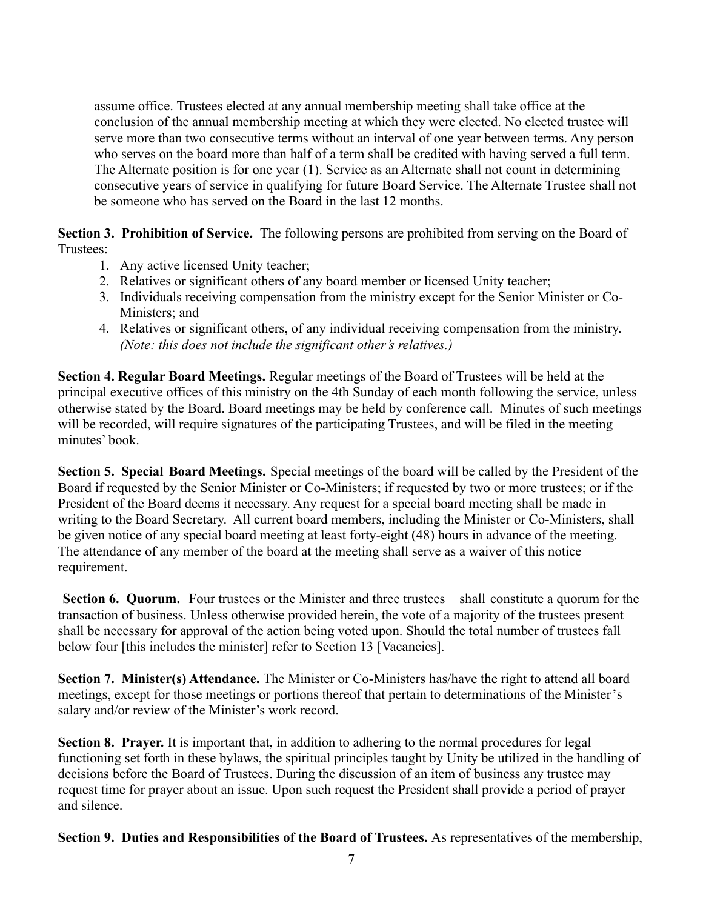assume office. Trustees elected at any annual membership meeting shall take office at the conclusion of the annual membership meeting at which they were elected. No elected trustee will serve more than two consecutive terms without an interval of one year between terms. Any person who serves on the board more than half of a term shall be credited with having served a full term. The Alternate position is for one year (1). Service as an Alternate shall not count in determining consecutive years of service in qualifying for future Board Service. The Alternate Trustee shall not be someone who has served on the Board in the last 12 months.

**Section 3. Prohibition of Service.** The following persons are prohibited from serving on the Board of Trustees:

1. Any active licensed Unity teacher;
2. Relatives or significant others of any board member or licensed Unity teacher;
3. Individuals receiving compensation from the ministry except for the Senior Minister or Co-Ministers; and
4. Relatives or significant others, of any individual receiving compensation from the ministry. *(Note: this does not include the significant other's relatives.)*

**Section 4. Regular Board Meetings.** Regular meetings of the Board of Trustees will be held at the principal executive offices of this ministry on the 4th Sunday of each month following the service, unless otherwise stated by the Board. Board meetings may be held by conference call. Minutes of such meetings will be recorded, will require signatures of the participating Trustees, and will be filed in the meeting minutes' book.

**Section 5. Special Board Meetings.** Special meetings of the board will be called by the President of the Board if requested by the Senior Minister or Co-Ministers; if requested by two or more trustees; or if the President of the Board deems it necessary. Any request for a special board meeting shall be made in writing to the Board Secretary. All current board members, including the Minister or Co-Ministers, shall be given notice of any special board meeting at least forty-eight (48) hours in advance of the meeting. The attendance of any member of the board at the meeting shall serve as a waiver of this notice requirement.

**Section 6. Quorum.** Four trustees or the Minister and three trustees shall constitute a quorum for the transaction of business. Unless otherwise provided herein, the vote of a majority of the trustees present shall be necessary for approval of the action being voted upon. Should the total number of trustees fall below four [this includes the minister] refer to Section 13 [Vacancies].

**Section 7. Minister(s) Attendance.** The Minister or Co-Ministers has/have the right to attend all board meetings, except for those meetings or portions thereof that pertain to determinations of the Minister's salary and/or review of the Minister's work record.

**Section 8. Prayer.** It is important that, in addition to adhering to the normal procedures for legal functioning set forth in these bylaws, the spiritual principles taught by Unity be utilized in the handling of decisions before the Board of Trustees. During the discussion of an item of business any trustee may request time for prayer about an issue. Upon such request the President shall provide a period of prayer and silence.

**Section 9. Duties and Responsibilities of the Board of Trustees.** As representatives of the membership,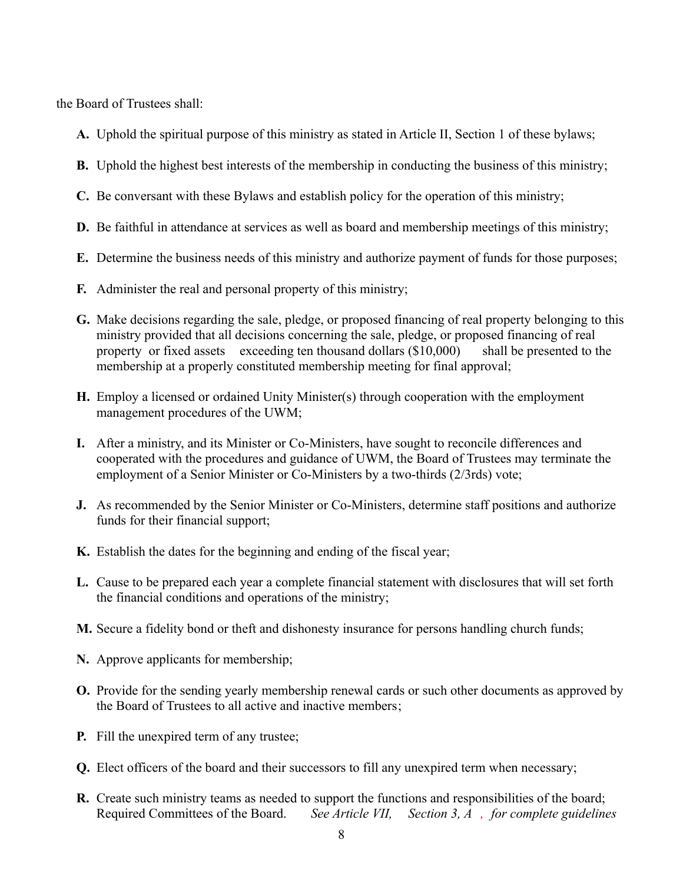the Board of Trustees shall:

- **A.** Uphold the spiritual purpose of this ministry as stated in Article II, Section 1 of these bylaws;
- **B.** Uphold the highest best interests of the membership in conducting the business of this ministry;
- **C.** Be conversant with these Bylaws and establish policy for the operation of this ministry;
- **D.** Be faithful in attendance at services as well as board and membership meetings of this ministry;
- **E.** Determine the business needs of this ministry and authorize payment of funds for those purposes;
- **F.** Administer the real and personal property of this ministry;
- **G.** Make decisions regarding the sale, pledge, or proposed financing of real property belonging to this ministry provided that all decisions concerning the sale, pledge, or proposed financing of real property or fixed assets exceeding ten thousand dollars ($10,000) shall be presented to the membership at a properly constituted membership meeting for final approval;
- **H.** Employ a licensed or ordained Unity Minister(s) through cooperation with the employment management procedures of the UWM;
- **I.** After a ministry, and its Minister or Co-Ministers, have sought to reconcile differences and cooperated with the procedures and guidance of UWM, the Board of Trustees may terminate the employment of a Senior Minister or Co-Ministers by a two-thirds (2/3rds) vote;
- **J.** As recommended by the Senior Minister or Co-Ministers, determine staff positions and authorize funds for their financial support;
- **K.** Establish the dates for the beginning and ending of the fiscal year;
- **L.** Cause to be prepared each year a complete financial statement with disclosures that will set forth the financial conditions and operations of the ministry;
- **M.** Secure a fidelity bond or theft and dishonesty insurance for persons handling church funds;
- **N.** Approve applicants for membership;
- **O.** Provide for the sending yearly membership renewal cards or such other documents as approved by the Board of Trustees to all active and inactive members;
- **P.** Fill the unexpired term of any trustee;
- **Q.** Elect officers of the board and their successors to fill any unexpired term when necessary;
- **R.** Create such ministry teams as needed to support the functions and responsibilities of the board; Required Committees of the Board. *See Article VII, Section 3, A , for complete guidelines*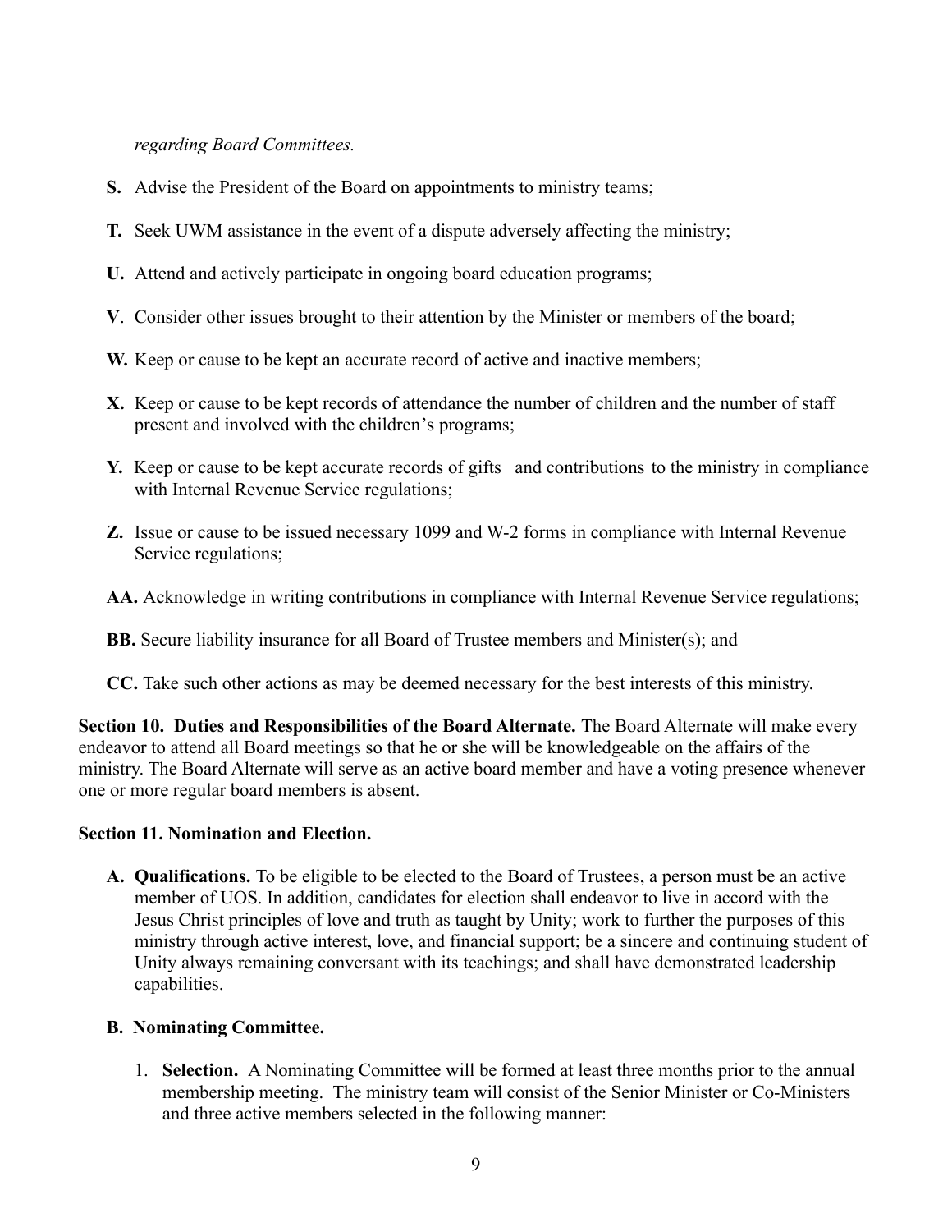*regarding Board Committees.*

**S.** Advise the President of the Board on appointments to ministry teams;

**T.** Seek UWM assistance in the event of a dispute adversely affecting the ministry;

**U.** Attend and actively participate in ongoing board education programs;

**V**. Consider other issues brought to their attention by the Minister or members of the board;

**W.** Keep or cause to be kept an accurate record of active and inactive members;

**X.** Keep or cause to be kept records of attendance the number of children and the number of staff present and involved with the children's programs;

**Y.** Keep or cause to be kept accurate records of gifts and contributions to the ministry in compliance with Internal Revenue Service regulations;

**Z.** Issue or cause to be issued necessary 1099 and W-2 forms in compliance with Internal Revenue Service regulations;

**AA.** Acknowledge in writing contributions in compliance with Internal Revenue Service regulations;

**BB.** Secure liability insurance for all Board of Trustee members and Minister(s); and

**CC.** Take such other actions as may be deemed necessary for the best interests of this ministry.

**Section 10. Duties and Responsibilities of the Board Alternate.** The Board Alternate will make every endeavor to attend all Board meetings so that he or she will be knowledgeable on the affairs of the ministry. The Board Alternate will serve as an active board member and have a voting presence whenever one or more regular board members is absent.

**Section 11. Nomination and Election.**

**A. Qualifications.** To be eligible to be elected to the Board of Trustees, a person must be an active member of UOS. In addition, candidates for election shall endeavor to live in accord with the Jesus Christ principles of love and truth as taught by Unity; work to further the purposes of this ministry through active interest, love, and financial support; be a sincere and continuing student of Unity always remaining conversant with its teachings; and shall have demonstrated leadership capabilities.

**B. Nominating Committee.**

1. **Selection.** A Nominating Committee will be formed at least three months prior to the annual membership meeting. The ministry team will consist of the Senior Minister or Co-Ministers and three active members selected in the following manner: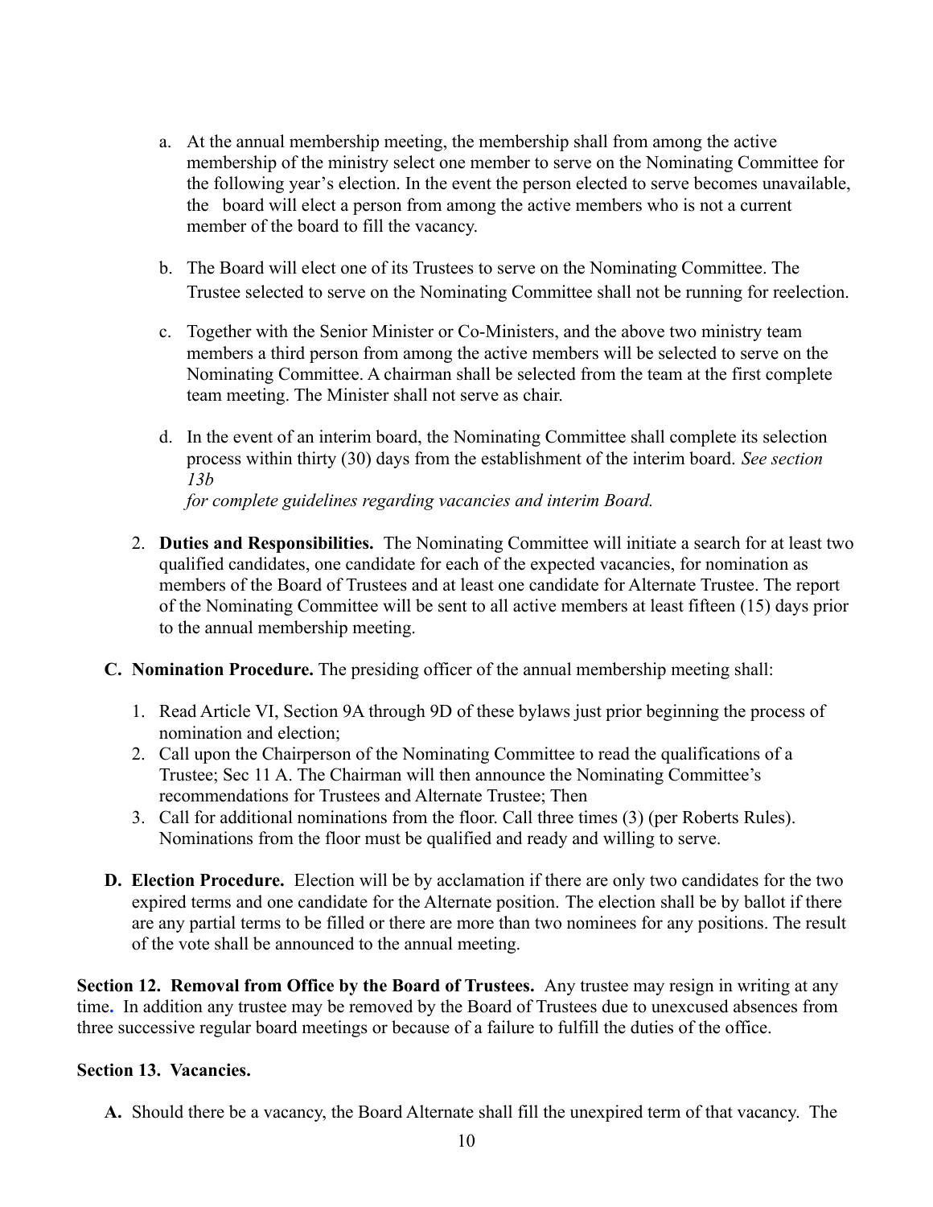a. At the annual membership meeting, the membership shall from among the active membership of the ministry select one member to serve on the Nominating Committee for the following year's election. In the event the person elected to serve becomes unavailable, the board will elect a person from among the active members who is not a current member of the board to fill the vacancy.

b. The Board will elect one of its Trustees to serve on the Nominating Committee. The Trustee selected to serve on the Nominating Committee shall not be running for reelection.

c. Together with the Senior Minister or Co-Ministers, and the above two ministry team members a third person from among the active members will be selected to serve on the Nominating Committee. A chairman shall be selected from the team at the first complete team meeting. The Minister shall not serve as chair.

d. In the event of an interim board, the Nominating Committee shall complete its selection process within thirty (30) days from the establishment of the interim board. *See section 13b for complete guidelines regarding vacancies and interim Board.*

2. **Duties and Responsibilities.** The Nominating Committee will initiate a search for at least two qualified candidates, one candidate for each of the expected vacancies, for nomination as members of the Board of Trustees and at least one candidate for Alternate Trustee. The report of the Nominating Committee will be sent to all active members at least fifteen (15) days prior to the annual membership meeting.

**C. Nomination Procedure.** The presiding officer of the annual membership meeting shall:

1. Read Article VI, Section 9A through 9D of these bylaws just prior beginning the process of nomination and election;
2. Call upon the Chairperson of the Nominating Committee to read the qualifications of a Trustee; Sec 11 A. The Chairman will then announce the Nominating Committee's recommendations for Trustees and Alternate Trustee; Then
3. Call for additional nominations from the floor. Call three times (3) (per Roberts Rules). Nominations from the floor must be qualified and ready and willing to serve.

**D. Election Procedure.** Election will be by acclamation if there are only two candidates for the two expired terms and one candidate for the Alternate position. The election shall be by ballot if there are any partial terms to be filled or there are more than two nominees for any positions. The result of the vote shall be announced to the annual meeting.

**Section 12. Removal from Office by the Board of Trustees.** Any trustee may resign in writing at any time. In addition any trustee may be removed by the Board of Trustees due to unexcused absences from three successive regular board meetings or because of a failure to fulfill the duties of the office.

**Section 13. Vacancies.**

**A.** Should there be a vacancy, the Board Alternate shall fill the unexpired term of that vacancy. The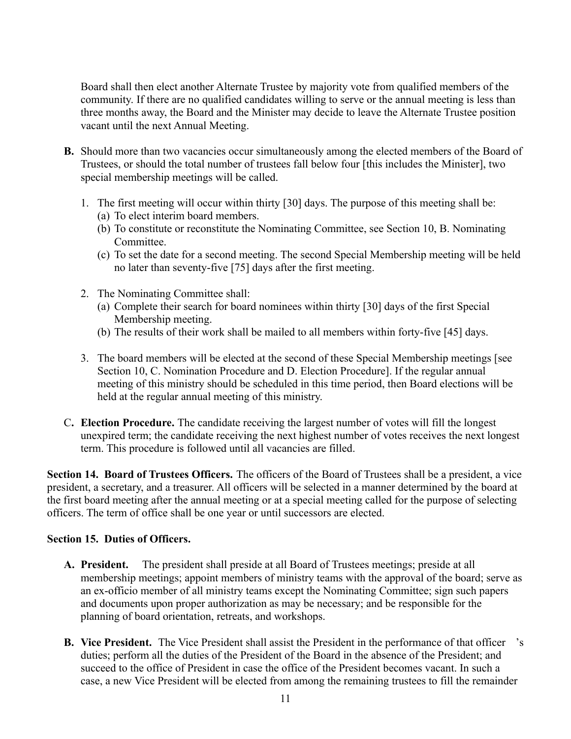Board shall then elect another Alternate Trustee by majority vote from qualified members of the community. If there are no qualified candidates willing to serve or the annual meeting is less than three months away, the Board and the Minister may decide to leave the Alternate Trustee position vacant until the next Annual Meeting.

**B.** Should more than two vacancies occur simultaneously among the elected members of the Board of Trustees, or should the total number of trustees fall below four [this includes the Minister], two special membership meetings will be called.

1. The first meeting will occur within thirty [30] days. The purpose of this meeting shall be:
   (a) To elect interim board members.
   (b) To constitute or reconstitute the Nominating Committee, see Section 10, B. Nominating Committee.
   (c) To set the date for a second meeting. The second Special Membership meeting will be held no later than seventy-five [75] days after the first meeting.

2. The Nominating Committee shall:
   (a) Complete their search for board nominees within thirty [30] days of the first Special Membership meeting.
   (b) The results of their work shall be mailed to all members within forty-five [45] days.

3. The board members will be elected at the second of these Special Membership meetings [see Section 10, C. Nomination Procedure and D. Election Procedure]. If the regular annual meeting of this ministry should be scheduled in this time period, then Board elections will be held at the regular annual meeting of this ministry.

C**. Election Procedure.** The candidate receiving the largest number of votes will fill the longest unexpired term; the candidate receiving the next highest number of votes receives the next longest term. This procedure is followed until all vacancies are filled.

**Section 14. Board of Trustees Officers.** The officers of the Board of Trustees shall be a president, a vice president, a secretary, and a treasurer. All officers will be selected in a manner determined by the board at the first board meeting after the annual meeting or at a special meeting called for the purpose of selecting officers. The term of office shall be one year or until successors are elected.

**Section 15. Duties of Officers.**

**A. President.** The president shall preside at all Board of Trustees meetings; preside at all membership meetings; appoint members of ministry teams with the approval of the board; serve as an ex-officio member of all ministry teams except the Nominating Committee; sign such papers and documents upon proper authorization as may be necessary; and be responsible for the planning of board orientation, retreats, and workshops.

**B. Vice President.** The Vice President shall assist the President in the performance of that officer's duties; perform all the duties of the President of the Board in the absence of the President; and succeed to the office of President in case the office of the President becomes vacant. In such a case, a new Vice President will be elected from among the remaining trustees to fill the remainder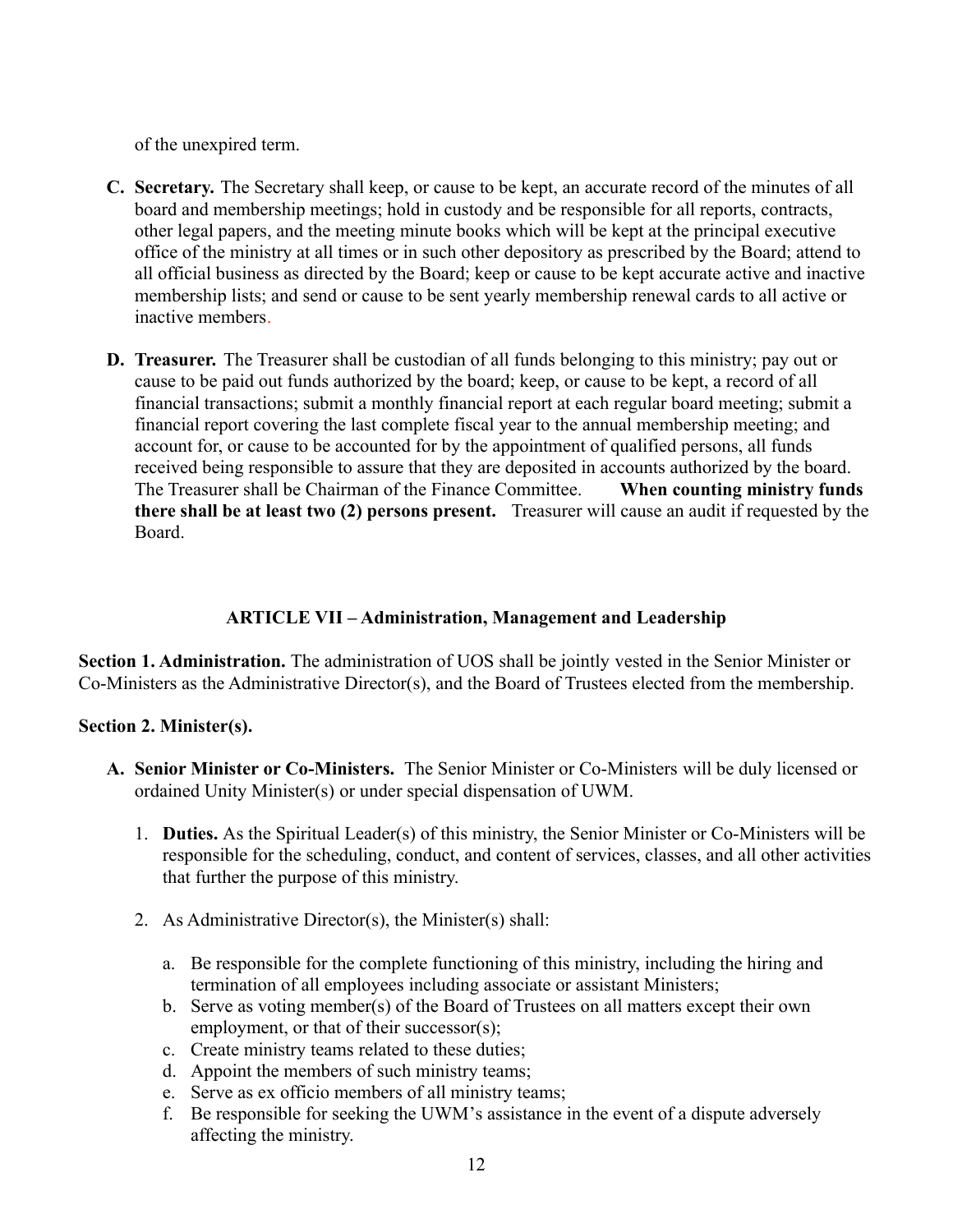of the unexpired term.

- **C. Secretary.** The Secretary shall keep, or cause to be kept, an accurate record of the minutes of all board and membership meetings; hold in custody and be responsible for all reports, contracts, other legal papers, and the meeting minute books which will be kept at the principal executive office of the ministry at all times or in such other depository as prescribed by the Board; attend to all official business as directed by the Board; keep or cause to be kept accurate active and inactive membership lists; and send or cause to be sent yearly membership renewal cards to all active or inactive members.

- **D. Treasurer.** The Treasurer shall be custodian of all funds belonging to this ministry; pay out or cause to be paid out funds authorized by the board; keep, or cause to be kept, a record of all financial transactions; submit a monthly financial report at each regular board meeting; submit a financial report covering the last complete fiscal year to the annual membership meeting; and account for, or cause to be accounted for by the appointment of qualified persons, all funds received being responsible to assure that they are deposited in accounts authorized by the board. The Treasurer shall be Chairman of the Finance Committee. **When counting ministry funds there shall be at least two (2) persons present.** Treasurer will cause an audit if requested by the Board.

## ARTICLE VII – Administration, Management and Leadership

**Section 1. Administration.** The administration of UOS shall be jointly vested in the Senior Minister or Co-Ministers as the Administrative Director(s), and the Board of Trustees elected from the membership.

**Section 2. Minister(s).**

- **A. Senior Minister or Co-Ministers.** The Senior Minister or Co-Ministers will be duly licensed or ordained Unity Minister(s) or under special dispensation of UWM.

  1. **Duties.** As the Spiritual Leader(s) of this ministry, the Senior Minister or Co-Ministers will be responsible for the scheduling, conduct, and content of services, classes, and all other activities that further the purpose of this ministry.

  2. As Administrative Director(s), the Minister(s) shall:

     a. Be responsible for the complete functioning of this ministry, including the hiring and termination of all employees including associate or assistant Ministers;
     b. Serve as voting member(s) of the Board of Trustees on all matters except their own employment, or that of their successor(s);
     c. Create ministry teams related to these duties;
     d. Appoint the members of such ministry teams;
     e. Serve as ex officio members of all ministry teams;
     f. Be responsible for seeking the UWM's assistance in the event of a dispute adversely affecting the ministry.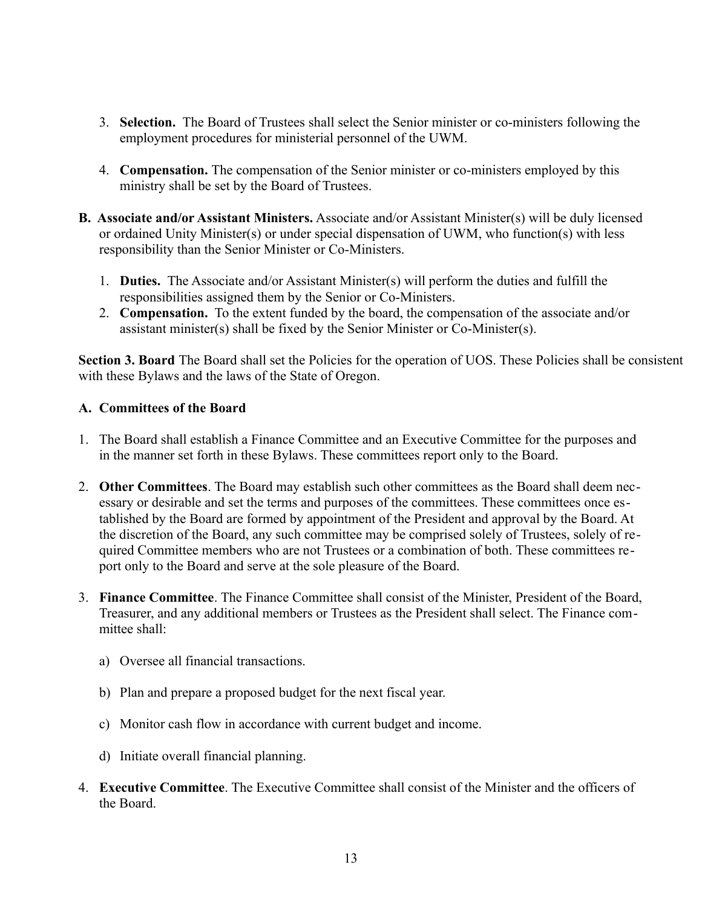3. **Selection.** The Board of Trustees shall select the Senior minister or co-ministers following the employment procedures for ministerial personnel of the UWM.

4. **Compensation.** The compensation of the Senior minister or co-ministers employed by this ministry shall be set by the Board of Trustees.

**B. Associate and/or Assistant Ministers.** Associate and/or Assistant Minister(s) will be duly licensed or ordained Unity Minister(s) or under special dispensation of UWM, who function(s) with less responsibility than the Senior Minister or Co-Ministers.

1. **Duties.** The Associate and/or Assistant Minister(s) will perform the duties and fulfill the responsibilities assigned them by the Senior or Co-Ministers.
2. **Compensation.** To the extent funded by the board, the compensation of the associate and/or assistant minister(s) shall be fixed by the Senior Minister or Co-Minister(s).

**Section 3. Board** The Board shall set the Policies for the operation of UOS. These Policies shall be consistent with these Bylaws and the laws of the State of Oregon.

**A. Committees of the Board**

1. The Board shall establish a Finance Committee and an Executive Committee for the purposes and in the manner set forth in these Bylaws. These committees report only to the Board.

2. **Other Committees**. The Board may establish such other committees as the Board shall deem necessary or desirable and set the terms and purposes of the committees. These committees once established by the Board are formed by appointment of the President and approval by the Board. At the discretion of the Board, any such committee may be comprised solely of Trustees, solely of required Committee members who are not Trustees or a combination of both. These committees report only to the Board and serve at the sole pleasure of the Board.

3. **Finance Committee**. The Finance Committee shall consist of the Minister, President of the Board, Treasurer, and any additional members or Trustees as the President shall select. The Finance committee shall:

   a) Oversee all financial transactions.

   b) Plan and prepare a proposed budget for the next fiscal year.

   c) Monitor cash flow in accordance with current budget and income.

   d) Initiate overall financial planning.

4. **Executive Committee**. The Executive Committee shall consist of the Minister and the officers of the Board.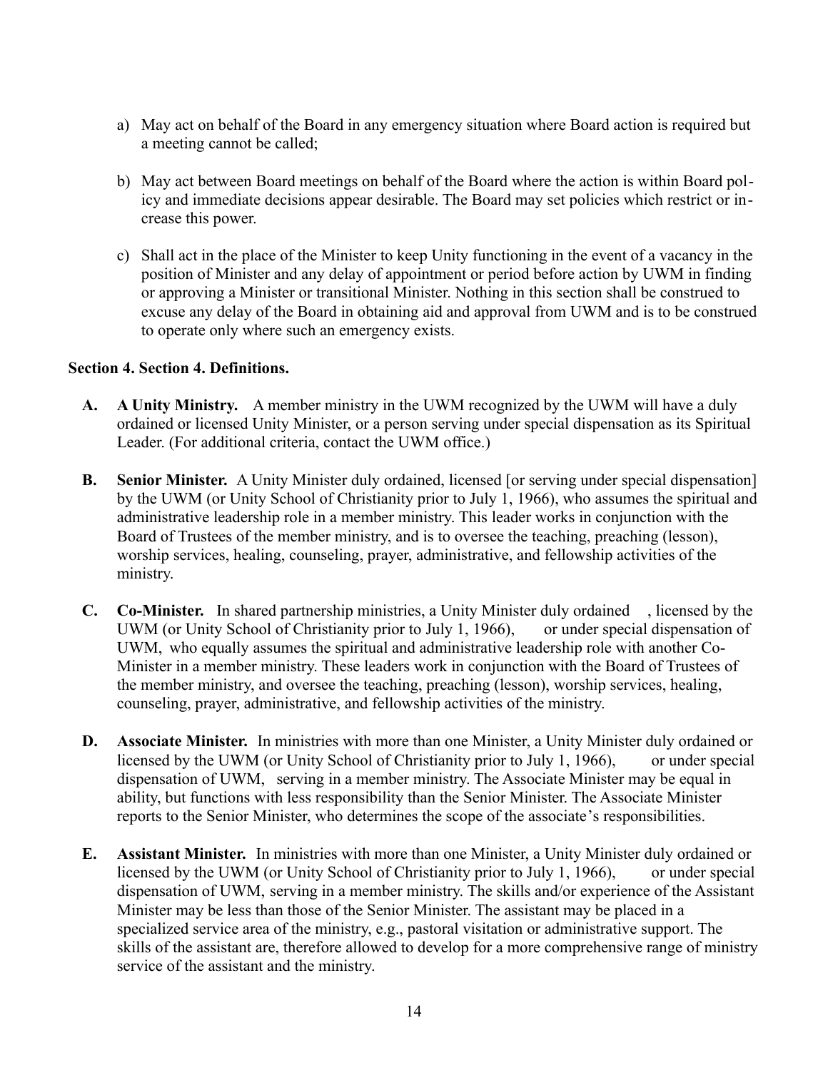a) May act on behalf of the Board in any emergency situation where Board action is required but a meeting cannot be called;

b) May act between Board meetings on behalf of the Board where the action is within Board policy and immediate decisions appear desirable. The Board may set policies which restrict or increase this power.

c) Shall act in the place of the Minister to keep Unity functioning in the event of a vacancy in the position of Minister and any delay of appointment or period before action by UWM in finding or approving a Minister or transitional Minister. Nothing in this section shall be construed to excuse any delay of the Board in obtaining aid and approval from UWM and is to be construed to operate only where such an emergency exists.

**Section 4. Section 4. Definitions.**

**A. A Unity Ministry.** A member ministry in the UWM recognized by the UWM will have a duly ordained or licensed Unity Minister, or a person serving under special dispensation as its Spiritual Leader. (For additional criteria, contact the UWM office.)

**B. Senior Minister.** A Unity Minister duly ordained, licensed [or serving under special dispensation] by the UWM (or Unity School of Christianity prior to July 1, 1966), who assumes the spiritual and administrative leadership role in a member ministry. This leader works in conjunction with the Board of Trustees of the member ministry, and is to oversee the teaching, preaching (lesson), worship services, healing, counseling, prayer, administrative, and fellowship activities of the ministry.

**C. Co-Minister.** In shared partnership ministries, a Unity Minister duly ordained , licensed by the UWM (or Unity School of Christianity prior to July 1, 1966), or under special dispensation of UWM, who equally assumes the spiritual and administrative leadership role with another Co-Minister in a member ministry. These leaders work in conjunction with the Board of Trustees of the member ministry, and oversee the teaching, preaching (lesson), worship services, healing, counseling, prayer, administrative, and fellowship activities of the ministry.

**D. Associate Minister.** In ministries with more than one Minister, a Unity Minister duly ordained or licensed by the UWM (or Unity School of Christianity prior to July 1, 1966), or under special dispensation of UWM, serving in a member ministry. The Associate Minister may be equal in ability, but functions with less responsibility than the Senior Minister. The Associate Minister reports to the Senior Minister, who determines the scope of the associate's responsibilities.

**E. Assistant Minister.** In ministries with more than one Minister, a Unity Minister duly ordained or licensed by the UWM (or Unity School of Christianity prior to July 1, 1966), or under special dispensation of UWM, serving in a member ministry. The skills and/or experience of the Assistant Minister may be less than those of the Senior Minister. The assistant may be placed in a specialized service area of the ministry, e.g., pastoral visitation or administrative support. The skills of the assistant are, therefore allowed to develop for a more comprehensive range of ministry service of the assistant and the ministry.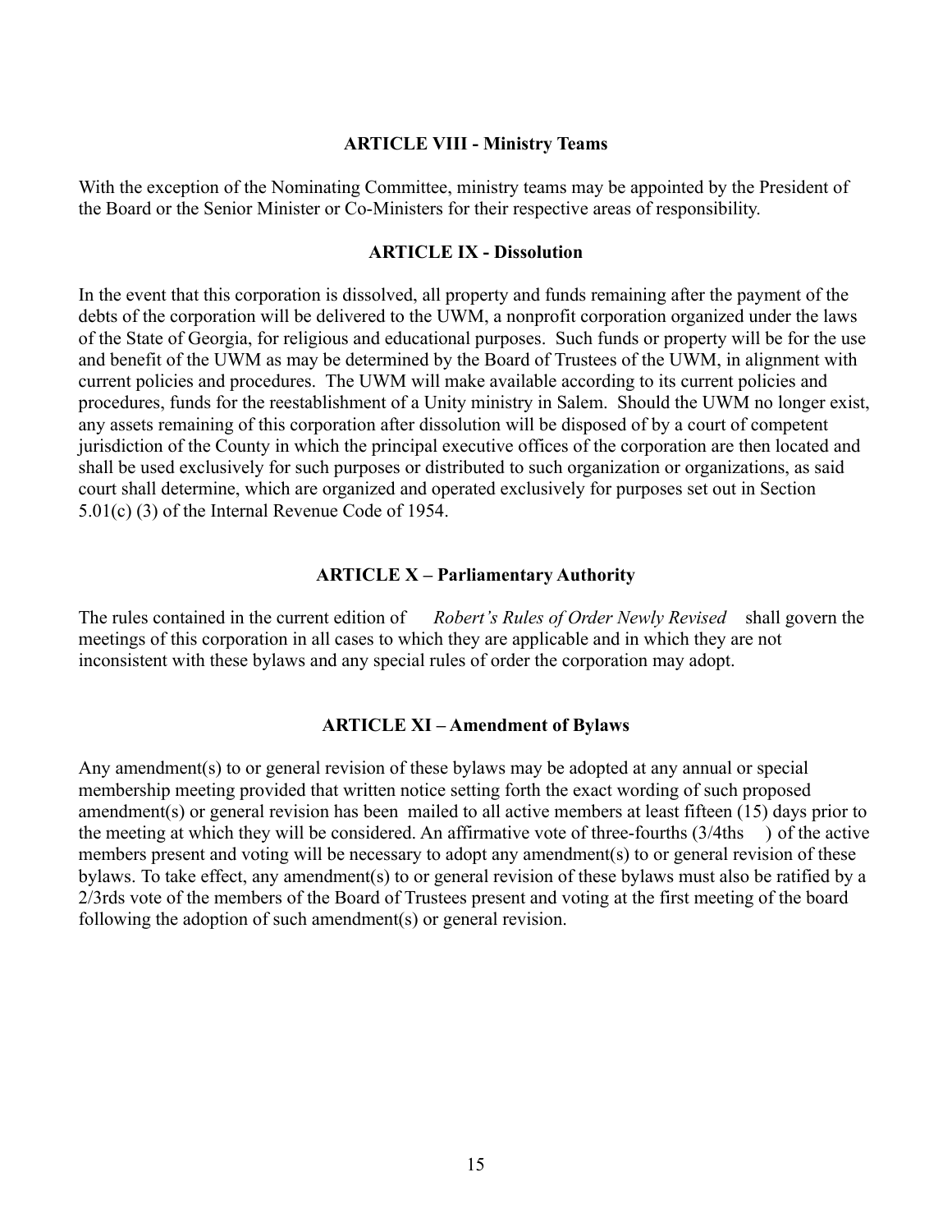### ARTICLE VIII - Ministry Teams

With the exception of the Nominating Committee, ministry teams may be appointed by the President of the Board or the Senior Minister or Co-Ministers for their respective areas of responsibility.

### ARTICLE IX - Dissolution

In the event that this corporation is dissolved, all property and funds remaining after the payment of the debts of the corporation will be delivered to the UWM, a nonprofit corporation organized under the laws of the State of Georgia, for religious and educational purposes. Such funds or property will be for the use and benefit of the UWM as may be determined by the Board of Trustees of the UWM, in alignment with current policies and procedures. The UWM will make available according to its current policies and procedures, funds for the reestablishment of a Unity ministry in Salem. Should the UWM no longer exist, any assets remaining of this corporation after dissolution will be disposed of by a court of competent jurisdiction of the County in which the principal executive offices of the corporation are then located and shall be used exclusively for such purposes or distributed to such organization or organizations, as said court shall determine, which are organized and operated exclusively for purposes set out in Section 5.01(c) (3) of the Internal Revenue Code of 1954.

### ARTICLE X – Parliamentary Authority

The rules contained in the current edition of *Robert's Rules of Order Newly Revised* shall govern the meetings of this corporation in all cases to which they are applicable and in which they are not inconsistent with these bylaws and any special rules of order the corporation may adopt.

### ARTICLE XI – Amendment of Bylaws

Any amendment(s) to or general revision of these bylaws may be adopted at any annual or special membership meeting provided that written notice setting forth the exact wording of such proposed amendment(s) or general revision has been mailed to all active members at least fifteen (15) days prior to the meeting at which they will be considered. An affirmative vote of three-fourths (3/4ths ) of the active members present and voting will be necessary to adopt any amendment(s) to or general revision of these bylaws. To take effect, any amendment(s) to or general revision of these bylaws must also be ratified by a 2/3rds vote of the members of the Board of Trustees present and voting at the first meeting of the board following the adoption of such amendment(s) or general revision.